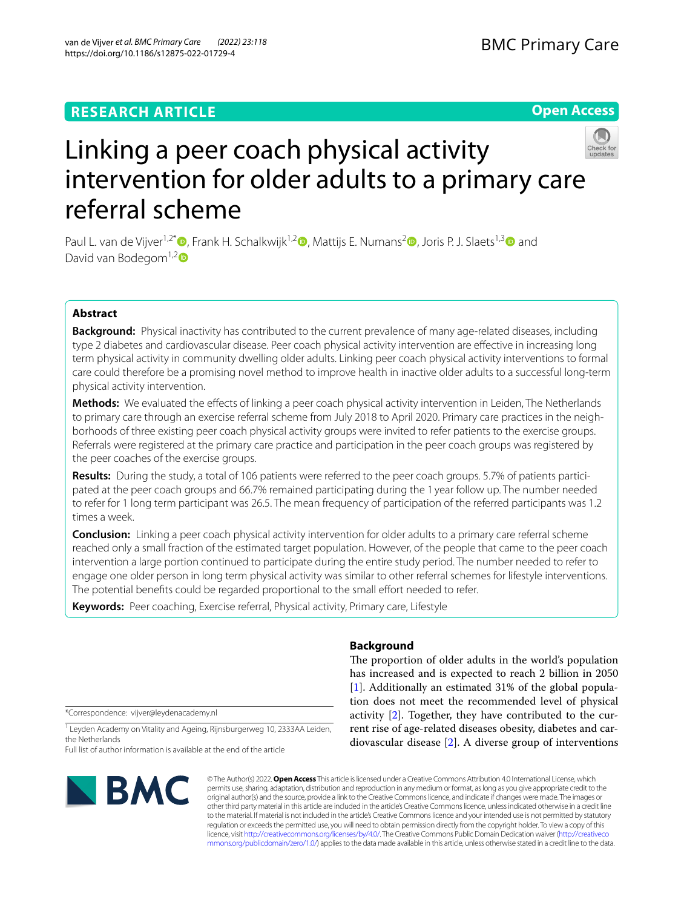# Linking a peer coach physical activity intervention for older adults to a primary care referral scheme

Paul L. van de Vijver[1,2*], Frank H. Schalkwijk[1,2], Mattijs E. Numans[2], Joris P. J. Slaets[1,3] and David van Bodegom[1,2]

## Abstract

**Background:** Physical inactivity has contributed to the current prevalence of many age-related diseases, including type 2 diabetes and cardiovascular disease. Peer coach physical activity intervention are effective in increasing long term physical activity in community dwelling older adults. Linking peer coach physical activity interventions to formal care could therefore be a promising novel method to improve health in inactive older adults to a successful long-term physical activity intervention.

**Methods:** We evaluated the effects of linking a peer coach physical activity intervention in Leiden, The Netherlands to primary care through an exercise referral scheme from July 2018 to April 2020. Primary care practices in the neighborhoods of three existing peer coach physical activity groups were invited to refer patients to the exercise groups. Referrals were registered at the primary care practice and participation in the peer coach groups was registered by the peer coaches of the exercise groups.

**Results:** During the study, a total of 106 patients were referred to the peer coach groups. 5.7% of patients participated at the peer coach groups and 66.7% remained participating during the 1 year follow up. The number needed to refer for 1 long term participant was 26.5. The mean frequency of participation of the referred participants was 1.2 times a week.

**Conclusion:** Linking a peer coach physical activity intervention for older adults to a primary care referral scheme reached only a small fraction of the estimated target population. However, of the people that came to the peer coach intervention a large portion continued to participate during the entire study period. The number needed to refer to engage one older person in long term physical activity was similar to other referral schemes for lifestyle interventions. The potential benefits could be regarded proportional to the small effort needed to refer.

**Keywords:** Peer coaching, Exercise referral, Physical activity, Primary care, Lifestyle

## Background

The proportion of older adults in the world's population has increased and is expected to reach 2 billion in 2050 [1]. Additionally an estimated 31% of the global population does not meet the recommended level of physical activity [2]. Together, they have contributed to the current rise of age-related diseases obesity, diabetes and cardiovascular disease [2]. A diverse group of interventions

*Correspondence: vijver@leydenacademy.nl

[1] Leyden Academy on Vitality and Ageing, Rijnsburgerweg 10, 2333AA Leiden, the Netherlands

Full list of author information is available at the end of the article

© The Author(s) 2022. **Open Access** This article is licensed under a Creative Commons Attribution 4.0 International License, which permits use, sharing, adaptation, distribution and reproduction in any medium or format, as long as you give appropriate credit to the original author(s) and the source, provide a link to the Creative Commons licence, and indicate if changes were made. The images or other third party material in this article are included in the article's Creative Commons licence, unless indicated otherwise in a credit line to the material. If material is not included in the article's Creative Commons licence and your intended use is not permitted by statutory regulation or exceeds the permitted use, you will need to obtain permission directly from the copyright holder. To view a copy of this licence, visit http://creativecommons.org/licenses/by/4.0/. The Creative Commons Public Domain Dedication waiver (http://creativecommons.org/publicdomain/zero/1.0/) applies to the data made available in this article, unless otherwise stated in a credit line to the data.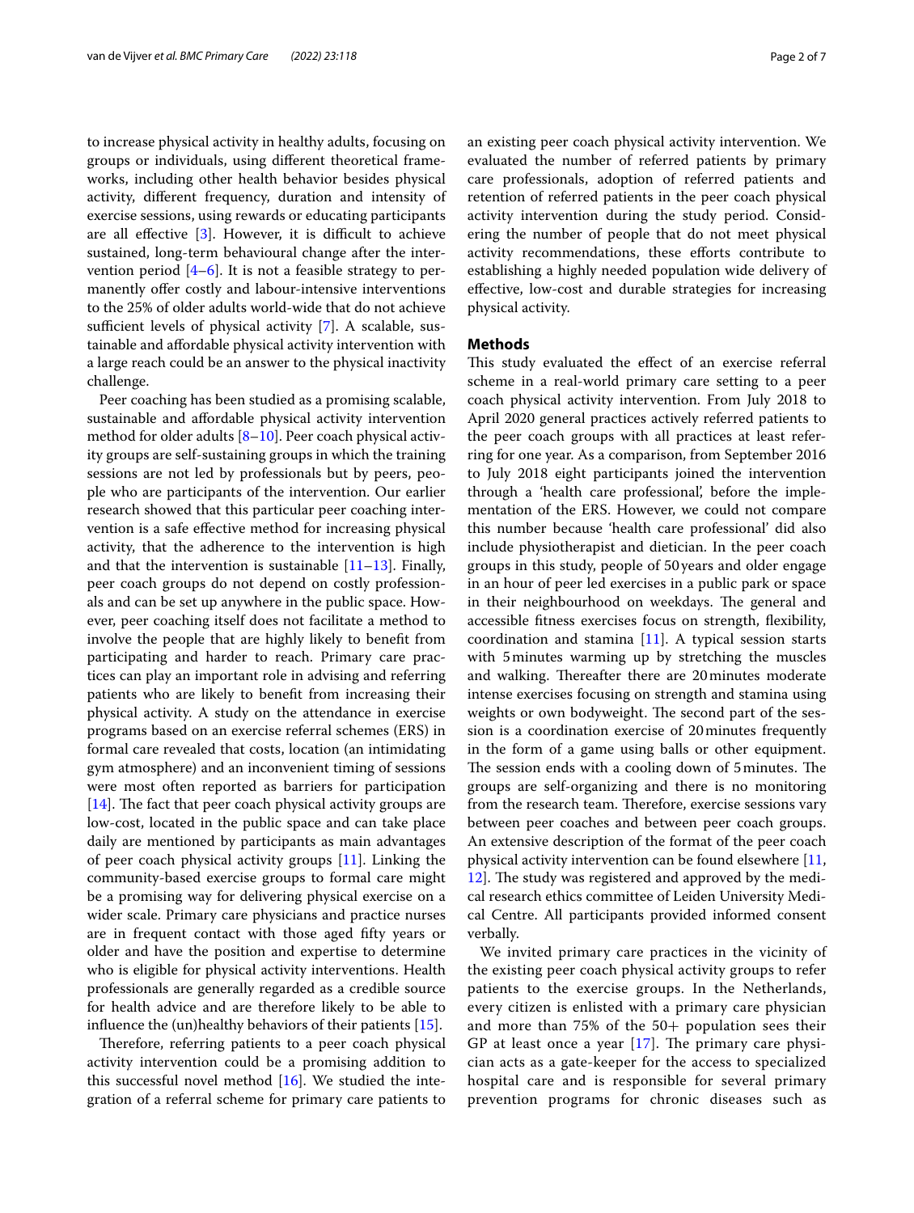to increase physical activity in healthy adults, focusing on groups or individuals, using different theoretical frameworks, including other health behavior besides physical activity, different frequency, duration and intensity of exercise sessions, using rewards or educating participants are all effective [3]. However, it is difficult to achieve sustained, long-term behavioural change after the intervention period [4–6]. It is not a feasible strategy to permanently offer costly and labour-intensive interventions to the 25% of older adults world-wide that do not achieve sufficient levels of physical activity [7]. A scalable, sustainable and affordable physical activity intervention with a large reach could be an answer to the physical inactivity challenge.

Peer coaching has been studied as a promising scalable, sustainable and affordable physical activity intervention method for older adults [8–10]. Peer coach physical activity groups are self-sustaining groups in which the training sessions are not led by professionals but by peers, people who are participants of the intervention. Our earlier research showed that this particular peer coaching intervention is a safe effective method for increasing physical activity, that the adherence to the intervention is high and that the intervention is sustainable [11–13]. Finally, peer coach groups do not depend on costly professionals and can be set up anywhere in the public space. However, peer coaching itself does not facilitate a method to involve the people that are highly likely to benefit from participating and harder to reach. Primary care practices can play an important role in advising and referring patients who are likely to benefit from increasing their physical activity. A study on the attendance in exercise programs based on an exercise referral schemes (ERS) in formal care revealed that costs, location (an intimidating gym atmosphere) and an inconvenient timing of sessions were most often reported as barriers for participation [14]. The fact that peer coach physical activity groups are low-cost, located in the public space and can take place daily are mentioned by participants as main advantages of peer coach physical activity groups [11]. Linking the community-based exercise groups to formal care might be a promising way for delivering physical exercise on a wider scale. Primary care physicians and practice nurses are in frequent contact with those aged fifty years or older and have the position and expertise to determine who is eligible for physical activity interventions. Health professionals are generally regarded as a credible source for health advice and are therefore likely to be able to influence the (un)healthy behaviors of their patients [15].

Therefore, referring patients to a peer coach physical activity intervention could be a promising addition to this successful novel method [16]. We studied the integration of a referral scheme for primary care patients to an existing peer coach physical activity intervention. We evaluated the number of referred patients by primary care professionals, adoption of referred patients and retention of referred patients in the peer coach physical activity intervention during the study period. Considering the number of people that do not meet physical activity recommendations, these efforts contribute to establishing a highly needed population wide delivery of effective, low-cost and durable strategies for increasing physical activity.

## Methods

This study evaluated the effect of an exercise referral scheme in a real-world primary care setting to a peer coach physical activity intervention. From July 2018 to April 2020 general practices actively referred patients to the peer coach groups with all practices at least referring for one year. As a comparison, from September 2016 to July 2018 eight participants joined the intervention through a 'health care professional', before the implementation of the ERS. However, we could not compare this number because 'health care professional' did also include physiotherapist and dietician. In the peer coach groups in this study, people of 50 years and older engage in an hour of peer led exercises in a public park or space in their neighbourhood on weekdays. The general and accessible fitness exercises focus on strength, flexibility, coordination and stamina [11]. A typical session starts with 5 minutes warming up by stretching the muscles and walking. Thereafter there are 20 minutes moderate intense exercises focusing on strength and stamina using weights or own bodyweight. The second part of the session is a coordination exercise of 20 minutes frequently in the form of a game using balls or other equipment. The session ends with a cooling down of 5 minutes. The groups are self-organizing and there is no monitoring from the research team. Therefore, exercise sessions vary between peer coaches and between peer coach groups. An extensive description of the format of the peer coach physical activity intervention can be found elsewhere [11, 12]. The study was registered and approved by the medical research ethics committee of Leiden University Medical Centre. All participants provided informed consent verbally.

We invited primary care practices in the vicinity of the existing peer coach physical activity groups to refer patients to the exercise groups. In the Netherlands, every citizen is enlisted with a primary care physician and more than 75% of the 50+ population sees their GP at least once a year [17]. The primary care physician acts as a gate-keeper for the access to specialized hospital care and is responsible for several primary prevention programs for chronic diseases such as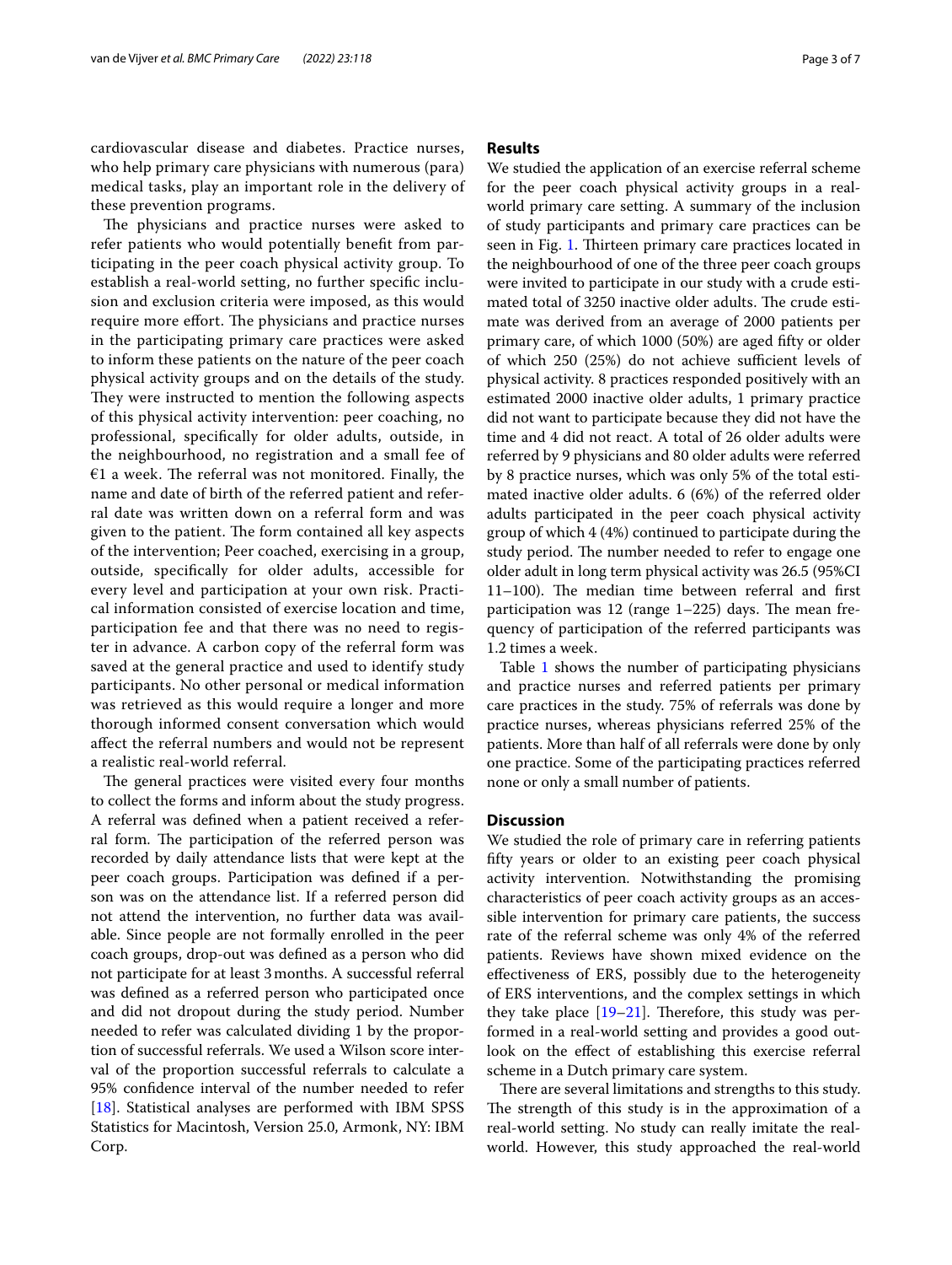cardiovascular disease and diabetes. Practice nurses, who help primary care physicians with numerous (para) medical tasks, play an important role in the delivery of these prevention programs.

The physicians and practice nurses were asked to refer patients who would potentially benefit from participating in the peer coach physical activity group. To establish a real-world setting, no further specific inclusion and exclusion criteria were imposed, as this would require more effort. The physicians and practice nurses in the participating primary care practices were asked to inform these patients on the nature of the peer coach physical activity groups and on the details of the study. They were instructed to mention the following aspects of this physical activity intervention: peer coaching, no professional, specifically for older adults, outside, in the neighbourhood, no registration and a small fee of €1 a week. The referral was not monitored. Finally, the name and date of birth of the referred patient and referral date was written down on a referral form and was given to the patient. The form contained all key aspects of the intervention; Peer coached, exercising in a group, outside, specifically for older adults, accessible for every level and participation at your own risk. Practical information consisted of exercise location and time, participation fee and that there was no need to register in advance. A carbon copy of the referral form was saved at the general practice and used to identify study participants. No other personal or medical information was retrieved as this would require a longer and more thorough informed consent conversation which would affect the referral numbers and would not be represent a realistic real-world referral.

The general practices were visited every four months to collect the forms and inform about the study progress. A referral was defined when a patient received a referral form. The participation of the referred person was recorded by daily attendance lists that were kept at the peer coach groups. Participation was defined if a person was on the attendance list. If a referred person did not attend the intervention, no further data was available. Since people are not formally enrolled in the peer coach groups, drop-out was defined as a person who did not participate for at least 3 months. A successful referral was defined as a referred person who participated once and did not dropout during the study period. Number needed to refer was calculated dividing 1 by the proportion of successful referrals. We used a Wilson score interval of the proportion successful referrals to calculate a 95% confidence interval of the number needed to refer [18]. Statistical analyses are performed with IBM SPSS Statistics for Macintosh, Version 25.0, Armonk, NY: IBM Corp.

## Results

We studied the application of an exercise referral scheme for the peer coach physical activity groups in a real-world primary care setting. A summary of the inclusion of study participants and primary care practices can be seen in Fig. 1. Thirteen primary care practices located in the neighbourhood of one of the three peer coach groups were invited to participate in our study with a crude estimated total of 3250 inactive older adults. The crude estimate was derived from an average of 2000 patients per primary care, of which 1000 (50%) are aged fifty or older of which 250 (25%) do not achieve sufficient levels of physical activity. 8 practices responded positively with an estimated 2000 inactive older adults, 1 primary practice did not want to participate because they did not have the time and 4 did not react. A total of 26 older adults were referred by 9 physicians and 80 older adults were referred by 8 practice nurses, which was only 5% of the total estimated inactive older adults. 6 (6%) of the referred older adults participated in the peer coach physical activity group of which 4 (4%) continued to participate during the study period. The number needed to refer to engage one older adult in long term physical activity was 26.5 (95%CI 11–100). The median time between referral and first participation was 12 (range 1–225) days. The mean frequency of participation of the referred participants was 1.2 times a week.

Table 1 shows the number of participating physicians and practice nurses and referred patients per primary care practices in the study. 75% of referrals was done by practice nurses, whereas physicians referred 25% of the patients. More than half of all referrals were done by only one practice. Some of the participating practices referred none or only a small number of patients.

## Discussion

We studied the role of primary care in referring patients fifty years or older to an existing peer coach physical activity intervention. Notwithstanding the promising characteristics of peer coach activity groups as an accessible intervention for primary care patients, the success rate of the referral scheme was only 4% of the referred patients. Reviews have shown mixed evidence on the effectiveness of ERS, possibly due to the heterogeneity of ERS interventions, and the complex settings in which they take place [19–21]. Therefore, this study was performed in a real-world setting and provides a good outlook on the effect of establishing this exercise referral scheme in a Dutch primary care system.

There are several limitations and strengths to this study. The strength of this study is in the approximation of a real-world setting. No study can really imitate the real-world. However, this study approached the real-world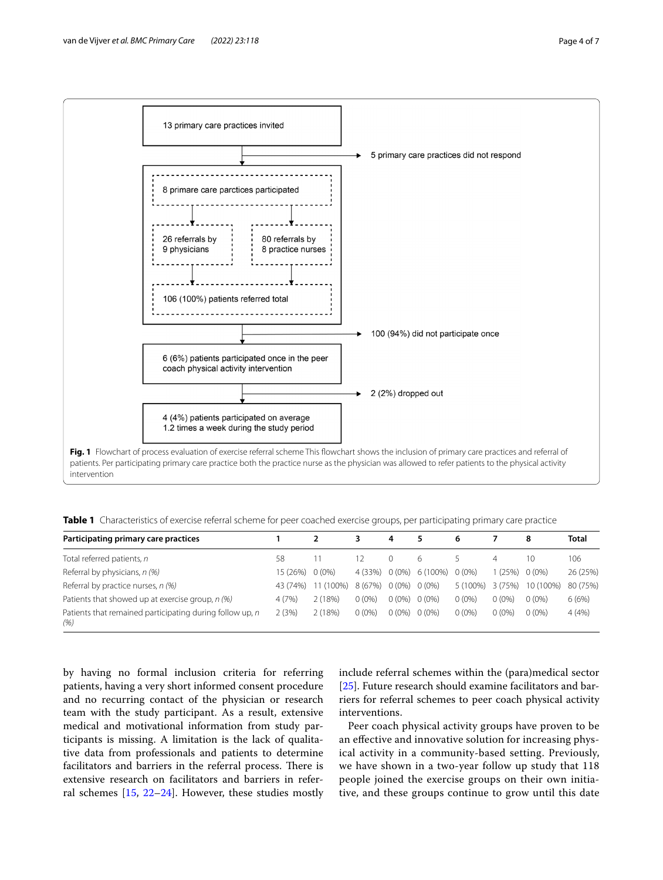13 primary care practices invited

→ 5 primary care practices did not respond

8 primare care parctices participated

26 referrals by 9 physicians

80 referrals by 8 practice nurses

106 (100%) patients referred total

→ 100 (94%) did not participate once

6 (6%) patients participated once in the peer coach physical activity intervention

→ 2 (2%) dropped out

4 (4%) patients participated on average 1.2 times a week during the study period

**Fig. 1** Flowchart of process evaluation of exercise referral scheme This flowchart shows the inclusion of primary care practices and referral of patients. Per participating primary care practice both the practice nurse as the physician was allowed to refer patients to the physical activity intervention

**Table 1** Characteristics of exercise referral scheme for peer coached exercise groups, per participating primary care practice

| Participating primary care practices | 1 | 2 | 3 | 4 | 5 | 6 | 7 | 8 | Total |
|---|---|---|---|---|---|---|---|---|---|
| Total referred patients, *n* | 58 | 11 | 12 | 0 | 6 | 5 | 4 | 10 | 106 |
| Referral by physicians, *n (%)* | 15 (26%) | 0 (0%) | 4 (33%) | 0 (0%) | 6 (100%) | 0 (0%) | 1 (25%) | 0 (0%) | 26 (25%) |
| Referral by practice nurses, *n (%)* | 43 (74%) | 11 (100%) | 8 (67%) | 0 (0%) | 0 (0%) | 5 (100%) | 3 (75%) | 10 (100%) | 80 (75%) |
| Patients that showed up at exercise group, *n (%)* | 4 (7%) | 2 (18%) | 0 (0%) | 0 (0%) | 0 (0%) | 0 (0%) | 0 (0%) | 0 (0%) | 6 (6%) |
| Patients that remained participating during follow up, *n (%)* | 2 (3%) | 2 (18%) | 0 (0%) | 0 (0%) | 0 (0%) | 0 (0%) | 0 (0%) | 0 (0%) | 4 (4%) |

by having no formal inclusion criteria for referring patients, having a very short informed consent procedure and no recurring contact of the physician or research team with the study participant. As a result, extensive medical and motivational information from study participants is missing. A limitation is the lack of qualitative data from professionals and patients to determine facilitators and barriers in the referral process. There is extensive research on facilitators and barriers in referral schemes [15, 22–24]. However, these studies mostly include referral schemes within the (para)medical sector [25]. Future research should examine facilitators and barriers for referral schemes to peer coach physical activity interventions.

Peer coach physical activity groups have proven to be an effective and innovative solution for increasing physical activity in a community-based setting. Previously, we have shown in a two-year follow up study that 118 people joined the exercise groups on their own initiative, and these groups continue to grow until this date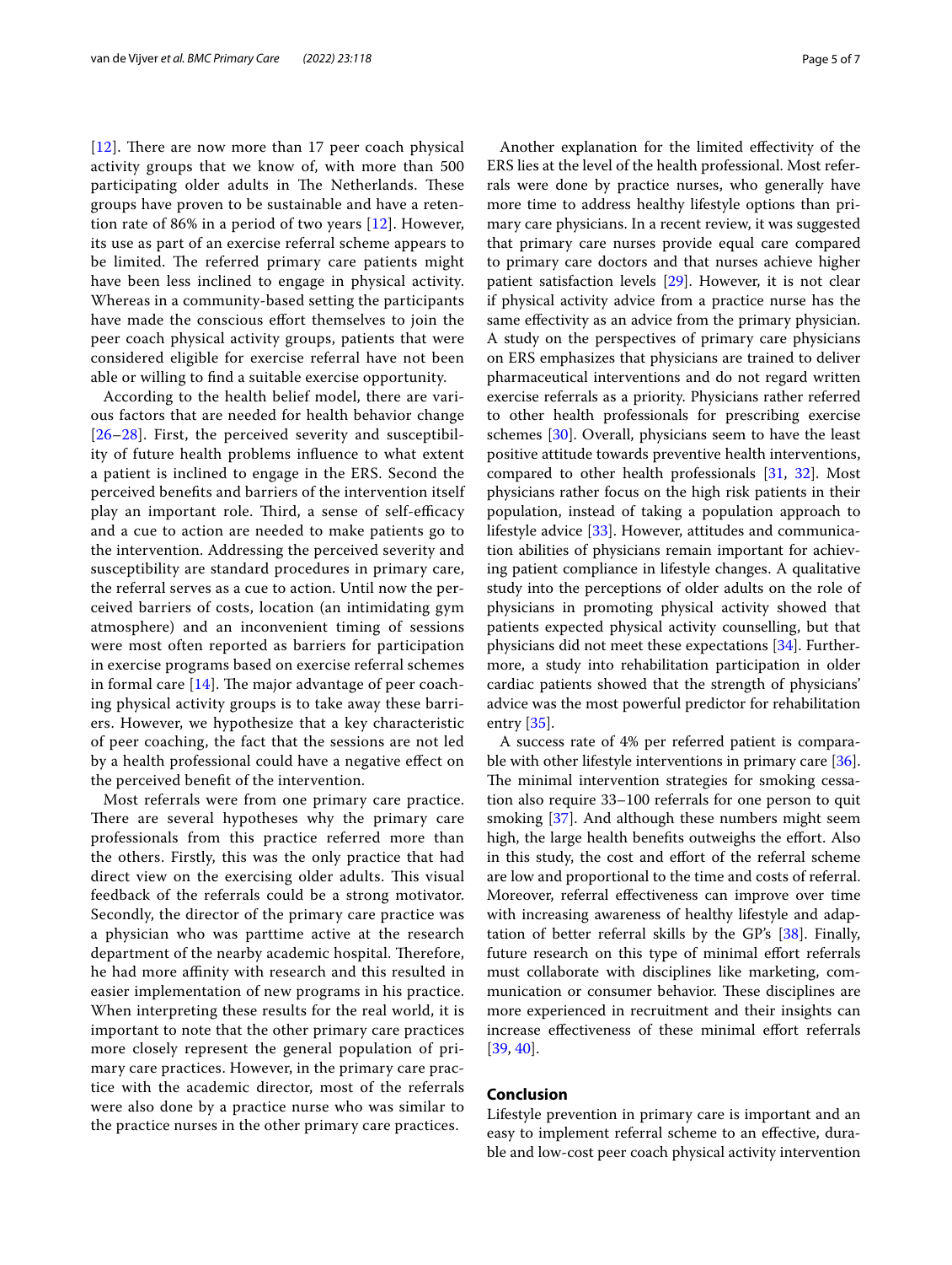[12]. There are now more than 17 peer coach physical activity groups that we know of, with more than 500 participating older adults in The Netherlands. These groups have proven to be sustainable and have a retention rate of 86% in a period of two years [12]. However, its use as part of an exercise referral scheme appears to be limited. The referred primary care patients might have been less inclined to engage in physical activity. Whereas in a community-based setting the participants have made the conscious effort themselves to join the peer coach physical activity groups, patients that were considered eligible for exercise referral have not been able or willing to find a suitable exercise opportunity.

According to the health belief model, there are various factors that are needed for health behavior change [26–28]. First, the perceived severity and susceptibility of future health problems influence to what extent a patient is inclined to engage in the ERS. Second the perceived benefits and barriers of the intervention itself play an important role. Third, a sense of self-efficacy and a cue to action are needed to make patients go to the intervention. Addressing the perceived severity and susceptibility are standard procedures in primary care, the referral serves as a cue to action. Until now the perceived barriers of costs, location (an intimidating gym atmosphere) and an inconvenient timing of sessions were most often reported as barriers for participation in exercise programs based on exercise referral schemes in formal care [14]. The major advantage of peer coaching physical activity groups is to take away these barriers. However, we hypothesize that a key characteristic of peer coaching, the fact that the sessions are not led by a health professional could have a negative effect on the perceived benefit of the intervention.

Most referrals were from one primary care practice. There are several hypotheses why the primary care professionals from this practice referred more than the others. Firstly, this was the only practice that had direct view on the exercising older adults. This visual feedback of the referrals could be a strong motivator. Secondly, the director of the primary care practice was a physician who was parttime active at the research department of the nearby academic hospital. Therefore, he had more affinity with research and this resulted in easier implementation of new programs in his practice. When interpreting these results for the real world, it is important to note that the other primary care practices more closely represent the general population of primary care practices. However, in the primary care practice with the academic director, most of the referrals were also done by a practice nurse who was similar to the practice nurses in the other primary care practices.

Another explanation for the limited effectivity of the ERS lies at the level of the health professional. Most referrals were done by practice nurses, who generally have more time to address healthy lifestyle options than primary care physicians. In a recent review, it was suggested that primary care nurses provide equal care compared to primary care doctors and that nurses achieve higher patient satisfaction levels [29]. However, it is not clear if physical activity advice from a practice nurse has the same effectivity as an advice from the primary physician. A study on the perspectives of primary care physicians on ERS emphasizes that physicians are trained to deliver pharmaceutical interventions and do not regard written exercise referrals as a priority. Physicians rather referred to other health professionals for prescribing exercise schemes [30]. Overall, physicians seem to have the least positive attitude towards preventive health interventions, compared to other health professionals [31, 32]. Most physicians rather focus on the high risk patients in their population, instead of taking a population approach to lifestyle advice [33]. However, attitudes and communication abilities of physicians remain important for achieving patient compliance in lifestyle changes. A qualitative study into the perceptions of older adults on the role of physicians in promoting physical activity showed that patients expected physical activity counselling, but that physicians did not meet these expectations [34]. Furthermore, a study into rehabilitation participation in older cardiac patients showed that the strength of physicians' advice was the most powerful predictor for rehabilitation entry [35].

A success rate of 4% per referred patient is comparable with other lifestyle interventions in primary care [36]. The minimal intervention strategies for smoking cessation also require 33–100 referrals for one person to quit smoking [37]. And although these numbers might seem high, the large health benefits outweighs the effort. Also in this study, the cost and effort of the referral scheme are low and proportional to the time and costs of referral. Moreover, referral effectiveness can improve over time with increasing awareness of healthy lifestyle and adaptation of better referral skills by the GP's [38]. Finally, future research on this type of minimal effort referrals must collaborate with disciplines like marketing, communication or consumer behavior. These disciplines are more experienced in recruitment and their insights can increase effectiveness of these minimal effort referrals [39, 40].

## Conclusion

Lifestyle prevention in primary care is important and an easy to implement referral scheme to an effective, durable and low-cost peer coach physical activity intervention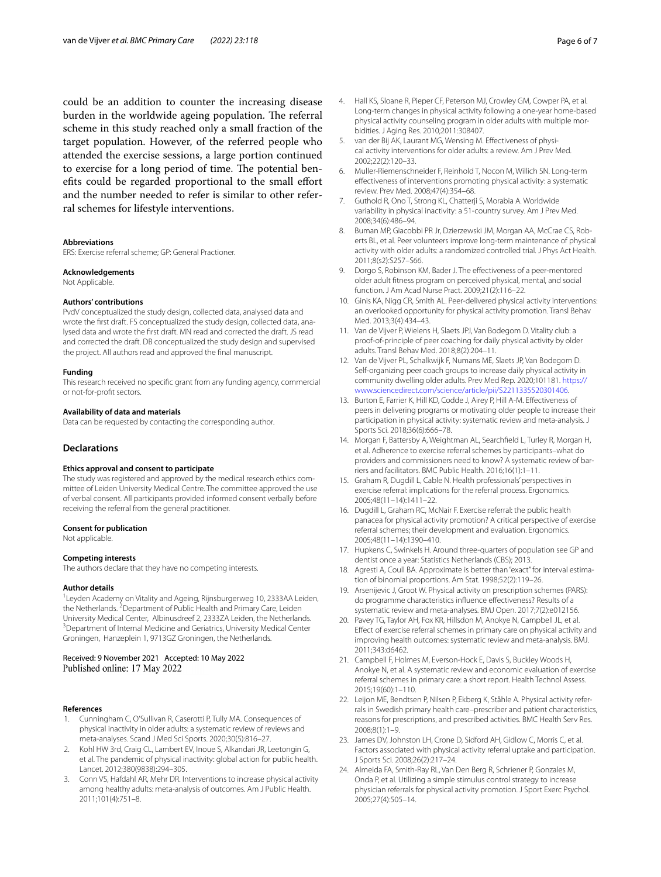could be an addition to counter the increasing disease burden in the worldwide ageing population. The referral scheme in this study reached only a small fraction of the target population. However, of the referred people who attended the exercise sessions, a large portion continued to exercise for a long period of time. The potential benefits could be regarded proportional to the small effort and the number needed to refer is similar to other referral schemes for lifestyle interventions.

#### Abbreviations
ERS: Exercise referral scheme; GP: General Practioner.

#### Acknowledgements
Not Applicable.

#### Authors' contributions
PvdV conceptualized the study design, collected data, analysed data and wrote the first draft. FS conceptualized the study design, collected data, analysed data and wrote the first draft. MN read and corrected the draft. JS read and corrected the draft. DB conceptualized the study design and supervised the project. All authors read and approved the final manuscript.

#### Funding
This research received no specific grant from any funding agency, commercial or not-for-profit sectors.

#### Availability of data and materials
Data can be requested by contacting the corresponding author.

## Declarations

#### Ethics approval and consent to participate
The study was registered and approved by the medical research ethics committee of Leiden University Medical Centre. The committee approved the use of verbal consent. All participants provided informed consent verbally before receiving the referral from the general practitioner.

#### Consent for publication
Not applicable.

#### Competing interests
The authors declare that they have no competing interests.

#### Author details
[1]Leyden Academy on Vitality and Ageing, Rijnsburgerweg 10, 2333AA Leiden, the Netherlands. [2]Department of Public Health and Primary Care, Leiden University Medical Center, Albinusdreef 2, 2333ZA Leiden, the Netherlands. [3]Department of Internal Medicine and Geriatrics, University Medical Center Groningen, Hanzeplein 1, 9713GZ Groningen, the Netherlands.

Received: 9 November 2021 Accepted: 10 May 2022
Published online: 17 May 2022

#### References
1. Cunningham C, O'Sullivan R, Caserotti P, Tully MA. Consequences of physical inactivity in older adults: a systematic review of reviews and meta-analyses. Scand J Med Sci Sports. 2020;30(5):816–27.
2. Kohl HW 3rd, Craig CL, Lambert EV, Inoue S, Alkandari JR, Leetongin G, et al. The pandemic of physical inactivity: global action for public health. Lancet. 2012;380(9838):294–305.
3. Conn VS, Hafdahl AR, Mehr DR. Interventions to increase physical activity among healthy adults: meta-analysis of outcomes. Am J Public Health. 2011;101(4):751–8.
4. Hall KS, Sloane R, Pieper CF, Peterson MJ, Crowley GM, Cowper PA, et al. Long-term changes in physical activity following a one-year home-based physical activity counseling program in older adults with multiple morbidities. J Aging Res. 2010;2011:308407.
5. van der Bij AK, Laurant MG, Wensing M. Effectiveness of physical activity interventions for older adults: a review. Am J Prev Med. 2002;22(2):120–33.
6. Muller-Riemenschneider F, Reinhold T, Nocon M, Willich SN. Long-term effectiveness of interventions promoting physical activity: a systematic review. Prev Med. 2008;47(4):354–68.
7. Guthold R, Ono T, Strong KL, Chatterji S, Morabia A. Worldwide variability in physical inactivity: a 51-country survey. Am J Prev Med. 2008;34(6):486–94.
8. Buman MP, Giacobbi PR Jr, Dzierzewski JM, Morgan AA, McCrae CS, Roberts BL, et al. Peer volunteers improve long-term maintenance of physical activity with older adults: a randomized controlled trial. J Phys Act Health. 2011;8(s2):S257–S66.
9. Dorgo S, Robinson KM, Bader J. The effectiveness of a peer-mentored older adult fitness program on perceived physical, mental, and social function. J Am Acad Nurse Pract. 2009;21(2):116–22.
10. Ginis KA, Nigg CR, Smith AL. Peer-delivered physical activity interventions: an overlooked opportunity for physical activity promotion. Transl Behav Med. 2013;3(4):434–43.
11. Van de Vijver P, Wielens H, Slaets JPJ, Van Bodegom D. Vitality club: a proof-of-principle of peer coaching for daily physical activity by older adults. Transl Behav Med. 2018;8(2):204–11.
12. Van de Vijver PL, Schalkwijk F, Numans ME, Slaets JP, Van Bodegom D. Self-organizing peer coach groups to increase daily physical activity in community dwelling older adults. Prev Med Rep. 2020;101181. https://www.sciencedirect.com/science/article/pii/S2211335520301406.
13. Burton E, Farrier K, Hill KD, Codde J, Airey P, Hill A-M. Effectiveness of peers in delivering programs or motivating older people to increase their participation in physical activity: systematic review and meta-analysis. J Sports Sci. 2018;36(6):666–78.
14. Morgan F, Battersby A, Weightman AL, Searchfield L, Turley R, Morgan H, et al. Adherence to exercise referral schemes by participants–what do providers and commissioners need to know? A systematic review of barriers and facilitators. BMC Public Health. 2016;16(1):1–11.
15. Graham R, Dugdill L, Cable N. Health professionals' perspectives in exercise referral: implications for the referral process. Ergonomics. 2005;48(11–14):1411–22.
16. Dugdill L, Graham RC, McNair F. Exercise referral: the public health panacea for physical activity promotion? A critical perspective of exercise referral schemes; their development and evaluation. Ergonomics. 2005;48(11–14):1390–410.
17. Hupkens C, Swinkels H. Around three-quarters of population see GP and dentist once a year: Statistics Netherlands (CBS); 2013.
18. Agresti A, Coull BA. Approximate is better than "exact" for interval estimation of binomial proportions. Am Stat. 1998;52(2):119–26.
19. Arsenijevic J, Groot W. Physical activity on prescription schemes (PARS): do programme characteristics influence effectiveness? Results of a systematic review and meta-analyses. BMJ Open. 2017;7(2):e012156.
20. Pavey TG, Taylor AH, Fox KR, Hillsdon M, Anokye N, Campbell JL, et al. Effect of exercise referral schemes in primary care on physical activity and improving health outcomes: systematic review and meta-analysis. BMJ. 2011;343:d6462.
21. Campbell F, Holmes M, Everson-Hock E, Davis S, Buckley Woods H, Anokye N, et al. A systematic review and economic evaluation of exercise referral schemes in primary care: a short report. Health Technol Assess. 2015;19(60):1–110.
22. Leijon ME, Bendtsen P, Nilsen P, Ekberg K, Ståhle A. Physical activity referrals in Swedish primary health care–prescriber and patient characteristics, reasons for prescriptions, and prescribed activities. BMC Health Serv Res. 2008;8(1):1–9.
23. James DV, Johnston LH, Crone D, Sidford AH, Gidlow C, Morris C, et al. Factors associated with physical activity referral uptake and participation. J Sports Sci. 2008;26(2):217–24.
24. Almeida FA, Smith-Ray RL, Van Den Berg R, Schriener P, Gonzales M, Onda P, et al. Utilizing a simple stimulus control strategy to increase physician referrals for physical activity promotion. J Sport Exerc Psychol. 2005;27(4):505–14.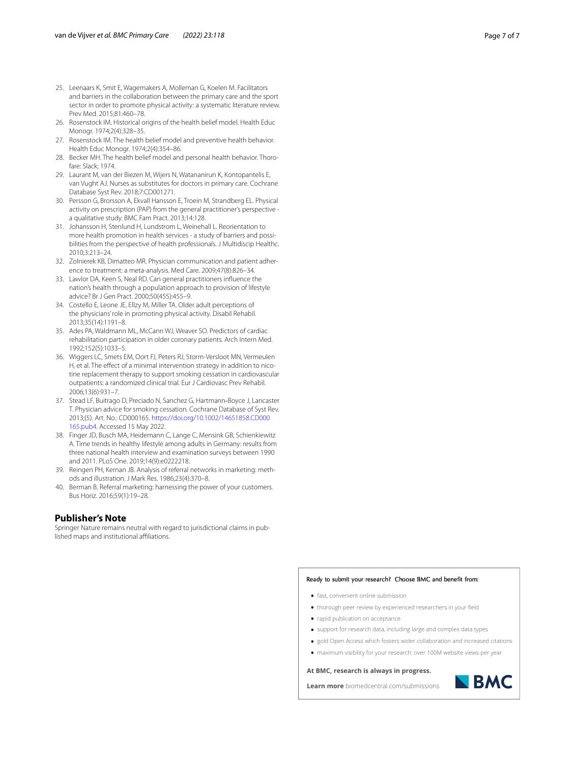25. Leenaars K, Smit E, Wagemakers A, Molleman G, Koelen M. Facilitators and barriers in the collaboration between the primary care and the sport sector in order to promote physical activity: a systematic literature review. Prev Med. 2015;81:460–78.
26. Rosenstock IM. Historical origins of the health belief model. Health Educ Monogr. 1974;2(4):328–35.
27. Rosenstock IM. The health belief model and preventive health behavior. Health Educ Monogr. 1974;2(4):354–86.
28. Becker MH. The health belief model and personal health behavior. Thorofare: Slack; 1974.
29. Laurant M, van der Biezen M, Wijers N, Watananirun K, Kontopantelis E, van Vught AJ. Nurses as substitutes for doctors in primary care. Cochrane Database Syst Rev. 2018;7:CD001271.
30. Persson G, Brorsson A, Ekvall Hansson E, Troein M, Strandberg EL. Physical activity on prescription (PAP) from the general practitioner's perspective - a qualitative study. BMC Fam Pract. 2013;14:128.
31. Johansson H, Stenlund H, Lundstrom L, Weinehall L. Reorientation to more health promotion in health services - a study of barriers and possibilities from the perspective of health professionals. J Multidiscip Healthc. 2010;3:213–24.
32. Zolnierek KB, Dimatteo MR. Physician communication and patient adherence to treatment: a meta-analysis. Med Care. 2009;47(8):826–34.
33. Lawlor DA, Keen S, Neal RD. Can general practitioners influence the nation's health through a population approach to provision of lifestyle advice? Br J Gen Pract. 2000;50(455):455–9.
34. Costello E, Leone JE, Ellzy M, Miller TA. Older adult perceptions of the physicians' role in promoting physical activity. Disabil Rehabil. 2013;35(14):1191–8.
35. Ades PA, Waldmann ML, McCann WJ, Weaver SO. Predictors of cardiac rehabilitation participation in older coronary patients. Arch Intern Med. 1992;152(5):1033–5.
36. Wiggers LC, Smets EM, Oort FJ, Peters RJ, Storm-Versloot MN, Vermeulen H, et al. The effect of a minimal intervention strategy in addition to nicotine replacement therapy to support smoking cessation in cardiovascular outpatients: a randomized clinical trial. Eur J Cardiovasc Prev Rehabil. 2006;13(6):931–7.
37. Stead LF, Buitrago D, Preciado N, Sanchez G, Hartmann-Boyce J, Lancaster T. Physician advice for smoking cessation. Cochrane Database of Syst Rev. 2013;(5). Art. No.: CD000165. https://doi.org/10.1002/14651858.CD000165.pub4. Accessed 15 May 2022.
38. Finger JD, Busch MA, Heidemann C, Lange C, Mensink GB, Schienkiewitz A. Time trends in healthy lifestyle among adults in Germany: results from three national health interview and examination surveys between 1990 and 2011. PLoS One. 2019;14(9):e0222218.
39. Reingen PH, Kernan JB. Analysis of referral networks in marketing: methods and illustration. J Mark Res. 1986;23(4):370–8.
40. Berman B. Referral marketing: harnessing the power of your customers. Bus Horiz. 2016;59(1):19–28.

## Publisher's Note

Springer Nature remains neutral with regard to jurisdictional claims in published maps and institutional affiliations.

Ready to submit your research? Choose BMC and benefit from:

- fast, convenient online submission
- thorough peer review by experienced researchers in your field
- rapid publication on acceptance
- support for research data, including large and complex data types
- gold Open Access which fosters wider collaboration and increased citations
- maximum visibility for your research: over 100M website views per year

**At BMC, research is always in progress.**

**Learn more** biomedcentral.com/submissions

BMC